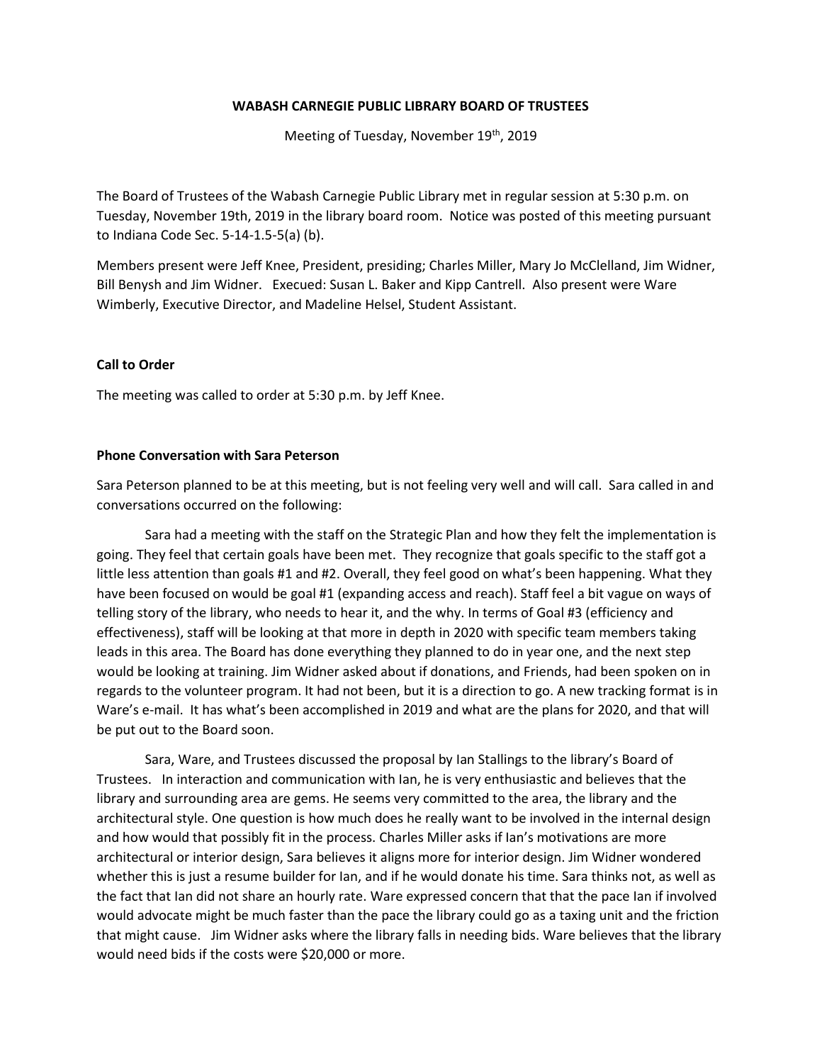**WABASH CARNEGIE PUBLIC LIBRARY BOARD OF TRUSTEES**

Meeting of Tuesday, November 19th, 2019

The Board of Trustees of the Wabash Carnegie Public Library met in regular session at 5:30 p.m. on Tuesday, November 19th, 2019 in the library board room. Notice was posted of this meeting pursuant to Indiana Code Sec. 5-14-1.5-5(a) (b).

Members present were Jeff Knee, President, presiding; Charles Miller, Mary Jo McClelland, Jim Widner, Bill Benysh and Jim Widner. Execued: Susan L. Baker and Kipp Cantrell. Also present were Ware Wimberly, Executive Director, and Madeline Helsel, Student Assistant.

### Call to Order

The meeting was called to order at 5:30 p.m. by Jeff Knee.

### Phone Conversation with Sara Peterson

Sara Peterson planned to be at this meeting, but is not feeling very well and will call. Sara called in and conversations occurred on the following:

Sara had a meeting with the staff on the Strategic Plan and how they felt the implementation is going. They feel that certain goals have been met. They recognize that goals specific to the staff got a little less attention than goals #1 and #2. Overall, they feel good on what's been happening. What they have been focused on would be goal #1 (expanding access and reach). Staff feel a bit vague on ways of telling story of the library, who needs to hear it, and the why. In terms of Goal #3 (efficiency and effectiveness), staff will be looking at that more in depth in 2020 with specific team members taking leads in this area. The Board has done everything they planned to do in year one, and the next step would be looking at training. Jim Widner asked about if donations, and Friends, had been spoken on in regards to the volunteer program. It had not been, but it is a direction to go. A new tracking format is in Ware's e-mail. It has what's been accomplished in 2019 and what are the plans for 2020, and that will be put out to the Board soon.

Sara, Ware, and Trustees discussed the proposal by Ian Stallings to the library's Board of Trustees. In interaction and communication with Ian, he is very enthusiastic and believes that the library and surrounding area are gems. He seems very committed to the area, the library and the architectural style. One question is how much does he really want to be involved in the internal design and how would that possibly fit in the process. Charles Miller asks if Ian's motivations are more architectural or interior design, Sara believes it aligns more for interior design. Jim Widner wondered whether this is just a resume builder for Ian, and if he would donate his time. Sara thinks not, as well as the fact that Ian did not share an hourly rate. Ware expressed concern that that the pace Ian if involved would advocate might be much faster than the pace the library could go as a taxing unit and the friction that might cause. Jim Widner asks where the library falls in needing bids. Ware believes that the library would need bids if the costs were $20,000 or more.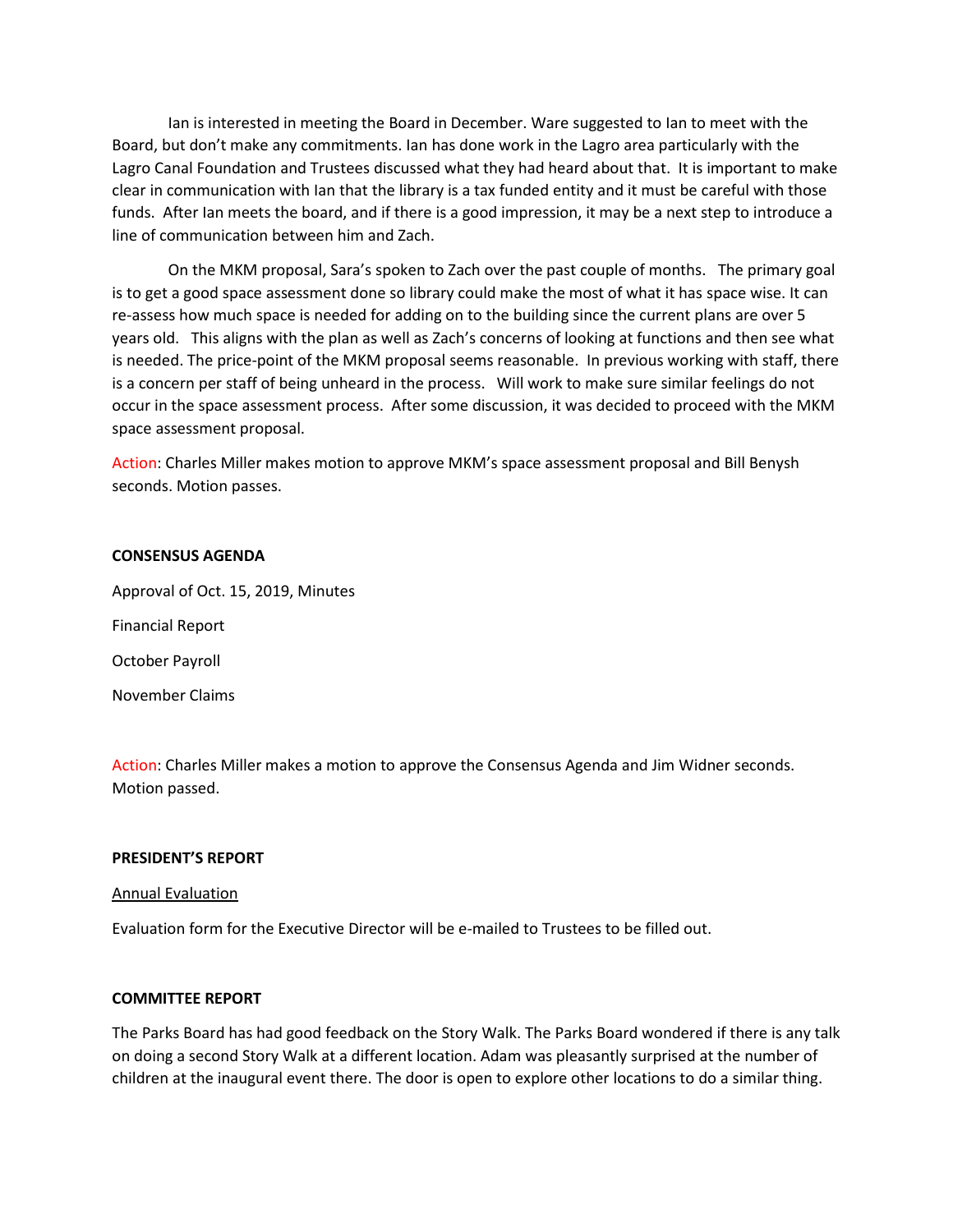Ian is interested in meeting the Board in December. Ware suggested to Ian to meet with the Board, but don't make any commitments. Ian has done work in the Lagro area particularly with the Lagro Canal Foundation and Trustees discussed what they had heard about that. It is important to make clear in communication with Ian that the library is a tax funded entity and it must be careful with those funds. After Ian meets the board, and if there is a good impression, it may be a next step to introduce a line of communication between him and Zach.

On the MKM proposal, Sara's spoken to Zach over the past couple of months. The primary goal is to get a good space assessment done so library could make the most of what it has space wise. It can re-assess how much space is needed for adding on to the building since the current plans are over 5 years old. This aligns with the plan as well as Zach's concerns of looking at functions and then see what is needed. The price-point of the MKM proposal seems reasonable. In previous working with staff, there is a concern per staff of being unheard in the process. Will work to make sure similar feelings do not occur in the space assessment process. After some discussion, it was decided to proceed with the MKM space assessment proposal.

Action: Charles Miller makes motion to approve MKM's space assessment proposal and Bill Benysh seconds. Motion passes.

**CONSENSUS AGENDA**

Approval of Oct. 15, 2019, Minutes

Financial Report

October Payroll

November Claims

Action: Charles Miller makes a motion to approve the Consensus Agenda and Jim Widner seconds. Motion passed.

**PRESIDENT'S REPORT**

Annual Evaluation

Evaluation form for the Executive Director will be e-mailed to Trustees to be filled out.

**COMMITTEE REPORT**

The Parks Board has had good feedback on the Story Walk. The Parks Board wondered if there is any talk on doing a second Story Walk at a different location. Adam was pleasantly surprised at the number of children at the inaugural event there. The door is open to explore other locations to do a similar thing.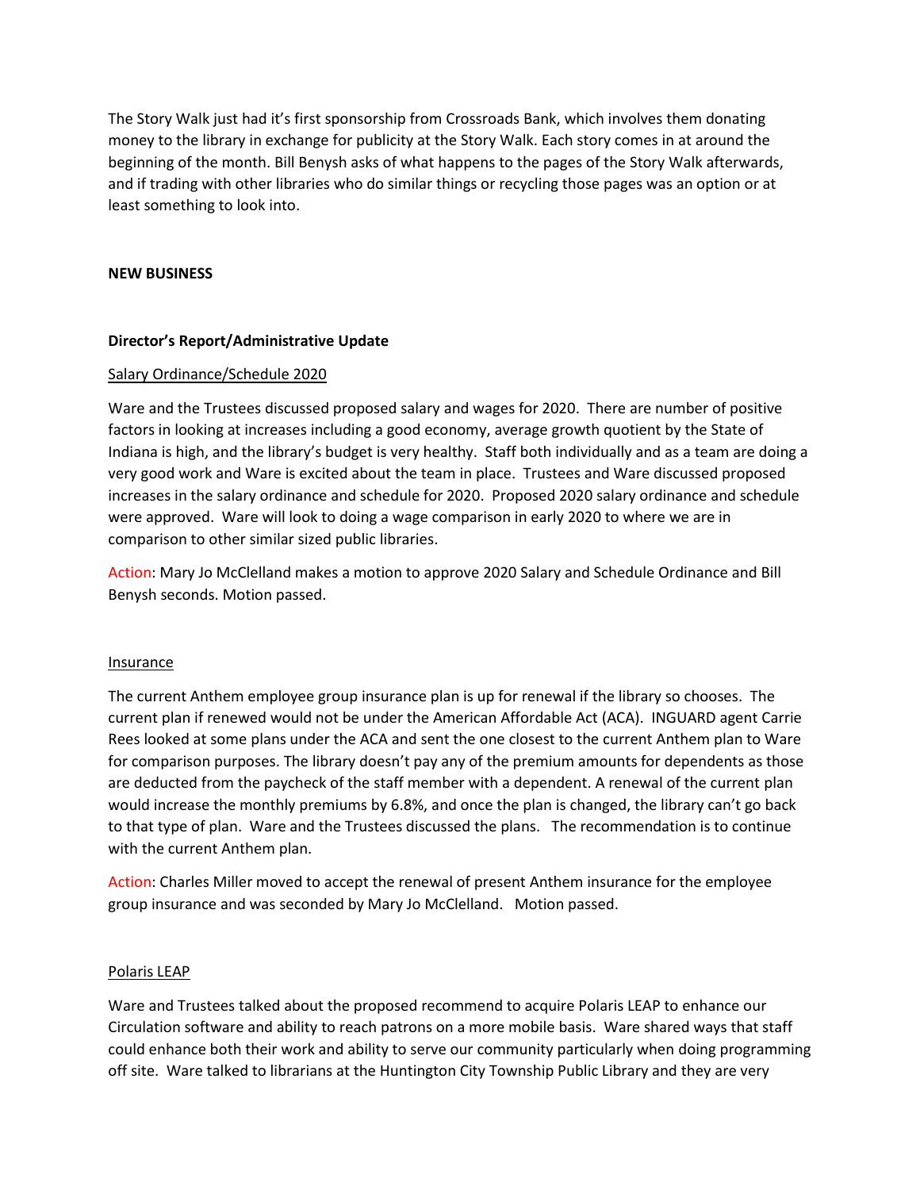The Story Walk just had it's first sponsorship from Crossroads Bank, which involves them donating money to the library in exchange for publicity at the Story Walk. Each story comes in at around the beginning of the month. Bill Benysh asks of what happens to the pages of the Story Walk afterwards, and if trading with other libraries who do similar things or recycling those pages was an option or at least something to look into.

**NEW BUSINESS**

**Director's Report/Administrative Update**

Salary Ordinance/Schedule 2020

Ware and the Trustees discussed proposed salary and wages for 2020. There are number of positive factors in looking at increases including a good economy, average growth quotient by the State of Indiana is high, and the library's budget is very healthy. Staff both individually and as a team are doing a very good work and Ware is excited about the team in place. Trustees and Ware discussed proposed increases in the salary ordinance and schedule for 2020. Proposed 2020 salary ordinance and schedule were approved. Ware will look to doing a wage comparison in early 2020 to where we are in comparison to other similar sized public libraries.

Action: Mary Jo McClelland makes a motion to approve 2020 Salary and Schedule Ordinance and Bill Benysh seconds. Motion passed.

Insurance

The current Anthem employee group insurance plan is up for renewal if the library so chooses. The current plan if renewed would not be under the American Affordable Act (ACA). INGUARD agent Carrie Rees looked at some plans under the ACA and sent the one closest to the current Anthem plan to Ware for comparison purposes. The library doesn't pay any of the premium amounts for dependents as those are deducted from the paycheck of the staff member with a dependent. A renewal of the current plan would increase the monthly premiums by 6.8%, and once the plan is changed, the library can't go back to that type of plan. Ware and the Trustees discussed the plans. The recommendation is to continue with the current Anthem plan.

Action: Charles Miller moved to accept the renewal of present Anthem insurance for the employee group insurance and was seconded by Mary Jo McClelland. Motion passed.

Polaris LEAP

Ware and Trustees talked about the proposed recommend to acquire Polaris LEAP to enhance our Circulation software and ability to reach patrons on a more mobile basis. Ware shared ways that staff could enhance both their work and ability to serve our community particularly when doing programming off site. Ware talked to librarians at the Huntington City Township Public Library and they are very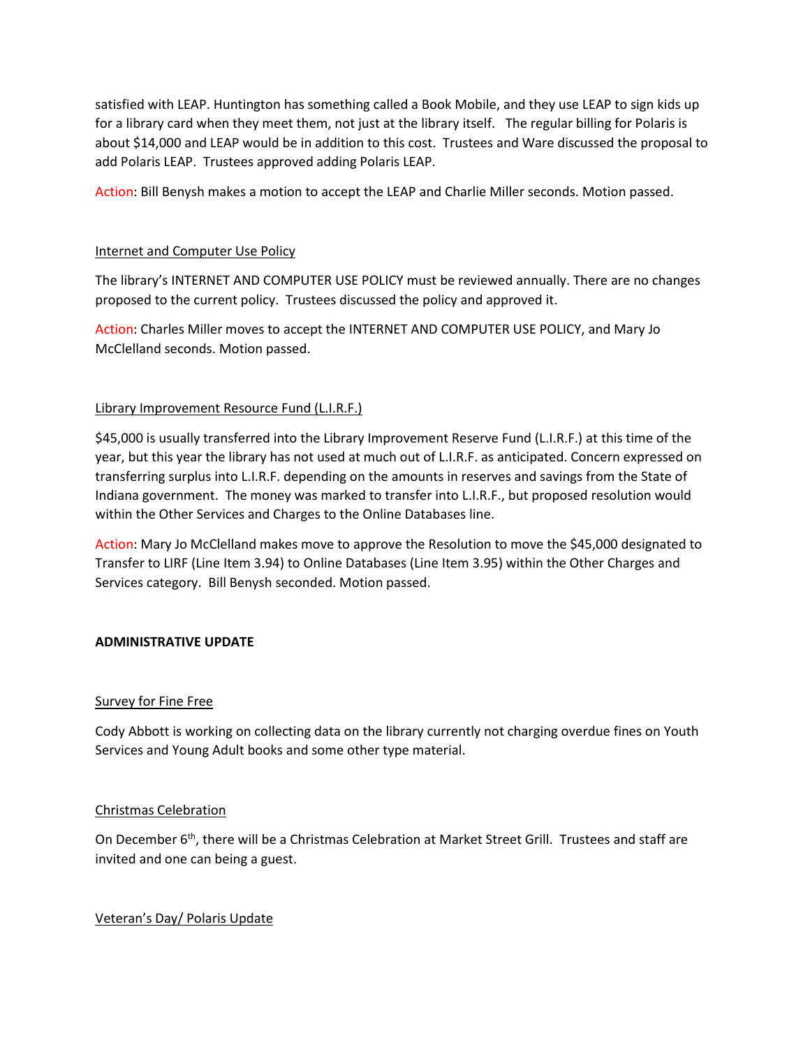satisfied with LEAP. Huntington has something called a Book Mobile, and they use LEAP to sign kids up for a library card when they meet them, not just at the library itself. The regular billing for Polaris is about $14,000 and LEAP would be in addition to this cost. Trustees and Ware discussed the proposal to add Polaris LEAP. Trustees approved adding Polaris LEAP.

Action: Bill Benysh makes a motion to accept the LEAP and Charlie Miller seconds. Motion passed.

Internet and Computer Use Policy

The library's INTERNET AND COMPUTER USE POLICY must be reviewed annually. There are no changes proposed to the current policy. Trustees discussed the policy and approved it.

Action: Charles Miller moves to accept the INTERNET AND COMPUTER USE POLICY, and Mary Jo McClelland seconds. Motion passed.

Library Improvement Resource Fund (L.I.R.F.)

$45,000 is usually transferred into the Library Improvement Reserve Fund (L.I.R.F.) at this time of the year, but this year the library has not used at much out of L.I.R.F. as anticipated. Concern expressed on transferring surplus into L.I.R.F. depending on the amounts in reserves and savings from the State of Indiana government. The money was marked to transfer into L.I.R.F., but proposed resolution would within the Other Services and Charges to the Online Databases line.

Action: Mary Jo McClelland makes move to approve the Resolution to move the $45,000 designated to Transfer to LIRF (Line Item 3.94) to Online Databases (Line Item 3.95) within the Other Charges and Services category. Bill Benysh seconded. Motion passed.

**ADMINISTRATIVE UPDATE**

Survey for Fine Free

Cody Abbott is working on collecting data on the library currently not charging overdue fines on Youth Services and Young Adult books and some other type material.

Christmas Celebration

On December 6th, there will be a Christmas Celebration at Market Street Grill. Trustees and staff are invited and one can being a guest.

Veteran's Day/ Polaris Update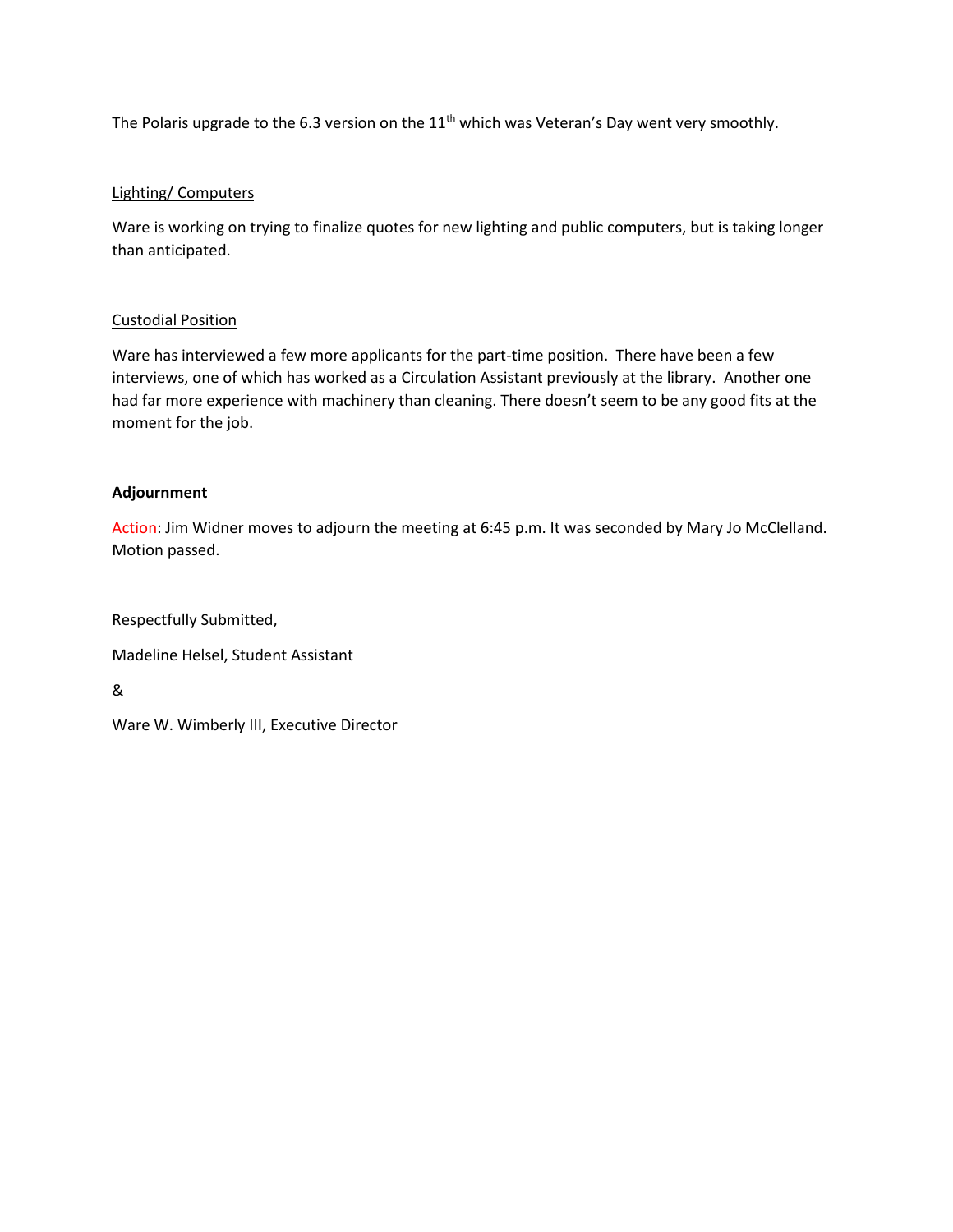The Polaris upgrade to the 6.3 version on the 11th which was Veteran's Day went very smoothly.

Lighting/ Computers

Ware is working on trying to finalize quotes for new lighting and public computers, but is taking longer than anticipated.

Custodial Position

Ware has interviewed a few more applicants for the part-time position. There have been a few interviews, one of which has worked as a Circulation Assistant previously at the library. Another one had far more experience with machinery than cleaning. There doesn't seem to be any good fits at the moment for the job.

**Adjournment**

Action: Jim Widner moves to adjourn the meeting at 6:45 p.m. It was seconded by Mary Jo McClelland. Motion passed.

Respectfully Submitted,

Madeline Helsel, Student Assistant

&

Ware W. Wimberly III, Executive Director